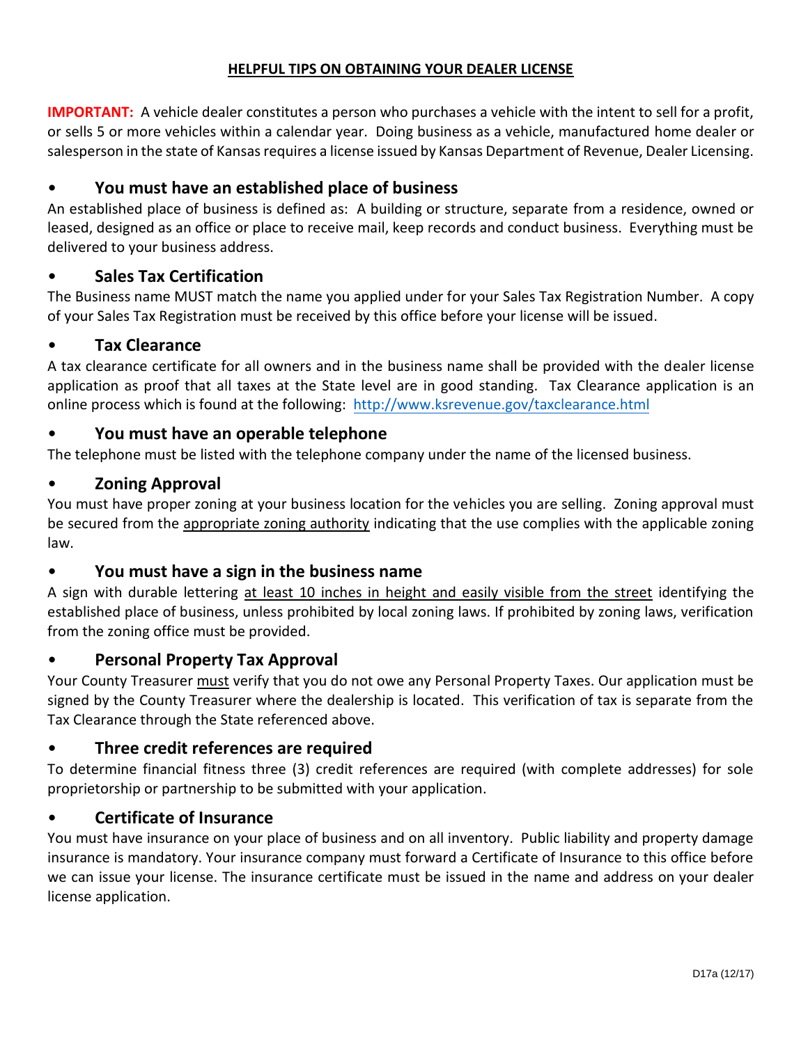# HELPFUL TIPS ON OBTAINING YOUR DEALER LICENSE

**IMPORTANT:** A vehicle dealer constitutes a person who purchases a vehicle with the intent to sell for a profit, or sells 5 or more vehicles within a calendar year. Doing business as a vehicle, manufactured home dealer or salesperson in the state of Kansas requires a license issued by Kansas Department of Revenue, Dealer Licensing.

- ## You must have an established place of business

An established place of business is defined as: A building or structure, separate from a residence, owned or leased, designed as an office or place to receive mail, keep records and conduct business. Everything must be delivered to your business address.

- ## Sales Tax Certification

The Business name MUST match the name you applied under for your Sales Tax Registration Number. A copy of your Sales Tax Registration must be received by this office before your license will be issued.

- ## Tax Clearance

A tax clearance certificate for all owners and in the business name shall be provided with the dealer license application as proof that all taxes at the State level are in good standing. Tax Clearance application is an online process which is found at the following: http://www.ksrevenue.gov/taxclearance.html

- ## You must have an operable telephone

The telephone must be listed with the telephone company under the name of the licensed business.

- ## Zoning Approval

You must have proper zoning at your business location for the vehicles you are selling. Zoning approval must be secured from the appropriate zoning authority indicating that the use complies with the applicable zoning law.

- ## You must have a sign in the business name

A sign with durable lettering at least 10 inches in height and easily visible from the street identifying the established place of business, unless prohibited by local zoning laws. If prohibited by zoning laws, verification from the zoning office must be provided.

- ## Personal Property Tax Approval

Your County Treasurer must verify that you do not owe any Personal Property Taxes. Our application must be signed by the County Treasurer where the dealership is located. This verification of tax is separate from the Tax Clearance through the State referenced above.

- ## Three credit references are required

To determine financial fitness three (3) credit references are required (with complete addresses) for sole proprietorship or partnership to be submitted with your application.

- ## Certificate of Insurance

You must have insurance on your place of business and on all inventory. Public liability and property damage insurance is mandatory. Your insurance company must forward a Certificate of Insurance to this office before we can issue your license. The insurance certificate must be issued in the name and address on your dealer license application.

D17a (12/17)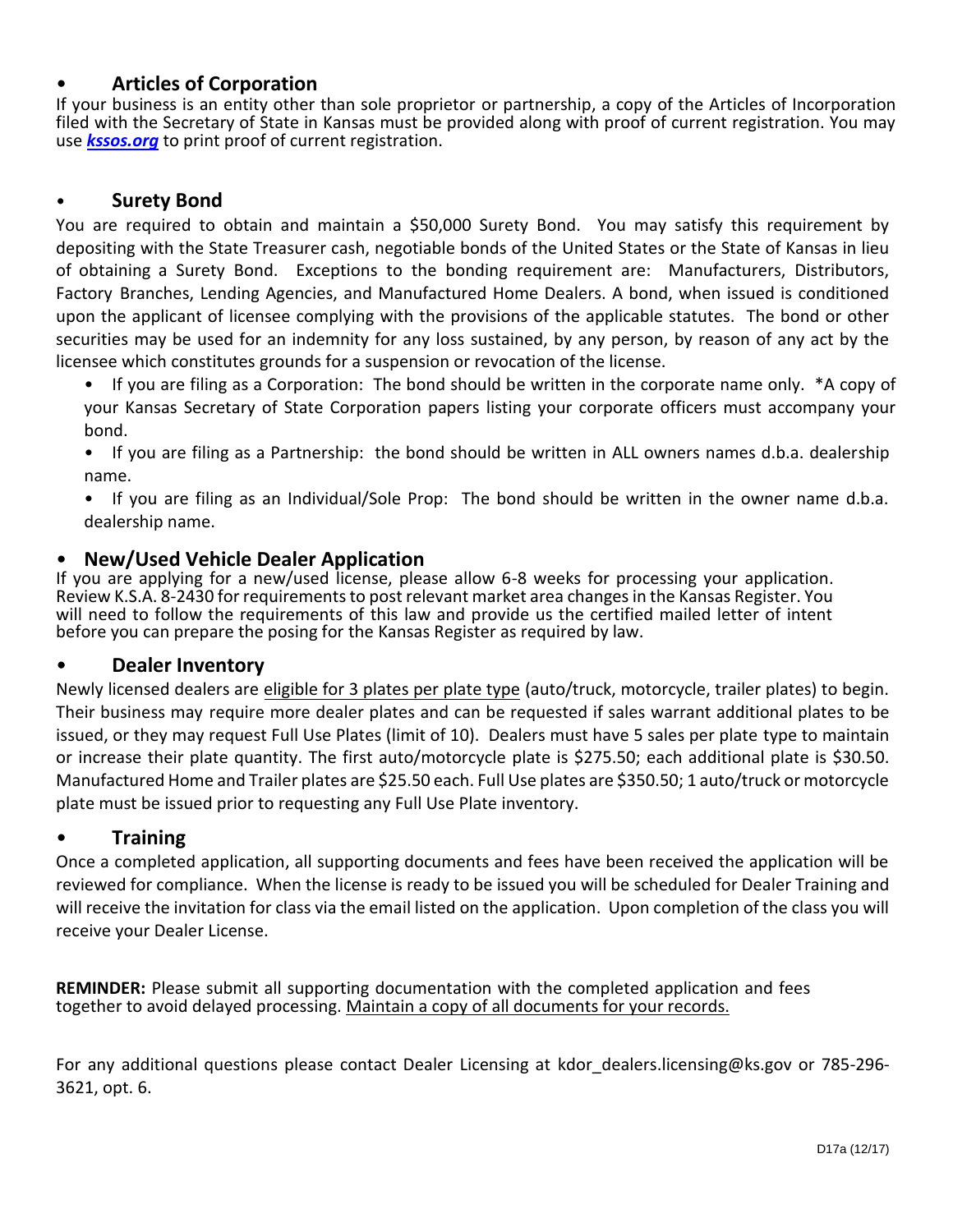- **Articles of Corporation**

If your business is an entity other than sole proprietor or partnership, a copy of the Articles of Incorporation filed with the Secretary of State in Kansas must be provided along with proof of current registration. You may use ***kssos.org*** to print proof of current registration.

- **Surety Bond**

You are required to obtain and maintain a $50,000 Surety Bond. You may satisfy this requirement by depositing with the State Treasurer cash, negotiable bonds of the United States or the State of Kansas in lieu of obtaining a Surety Bond. Exceptions to the bonding requirement are: Manufacturers, Distributors, Factory Branches, Lending Agencies, and Manufactured Home Dealers. A bond, when issued is conditioned upon the applicant of licensee complying with the provisions of the applicable statutes. The bond or other securities may be used for an indemnity for any loss sustained, by any person, by reason of any act by the licensee which constitutes grounds for a suspension or revocation of the license.

- If you are filing as a Corporation: The bond should be written in the corporate name only. *A copy of your Kansas Secretary of State Corporation papers listing your corporate officers must accompany your bond.
- If you are filing as a Partnership: the bond should be written in ALL owners names d.b.a. dealership name.
- If you are filing as an Individual/Sole Prop: The bond should be written in the owner name d.b.a. dealership name.

- **New/Used Vehicle Dealer Application**

If you are applying for a new/used license, please allow 6-8 weeks for processing your application. Review K.S.A. 8-2430 for requirements to post relevant market area changes in the Kansas Register. You will need to follow the requirements of this law and provide us the certified mailed letter of intent before you can prepare the posing for the Kansas Register as required by law.

- **Dealer Inventory**

Newly licensed dealers are eligible for 3 plates per plate type (auto/truck, motorcycle, trailer plates) to begin. Their business may require more dealer plates and can be requested if sales warrant additional plates to be issued, or they may request Full Use Plates (limit of 10). Dealers must have 5 sales per plate type to maintain or increase their plate quantity. The first auto/motorcycle plate is $275.50; each additional plate is $30.50. Manufactured Home and Trailer plates are $25.50 each. Full Use plates are $350.50; 1 auto/truck or motorcycle plate must be issued prior to requesting any Full Use Plate inventory.

- **Training**

Once a completed application, all supporting documents and fees have been received the application will be reviewed for compliance. When the license is ready to be issued you will be scheduled for Dealer Training and will receive the invitation for class via the email listed on the application. Upon completion of the class you will receive your Dealer License.

**REMINDER:** Please submit all supporting documentation with the completed application and fees together to avoid delayed processing. Maintain a copy of all documents for your records.

For any additional questions please contact Dealer Licensing at kdor_dealers.licensing@ks.gov or 785-296-3621, opt. 6.

D17a (12/17)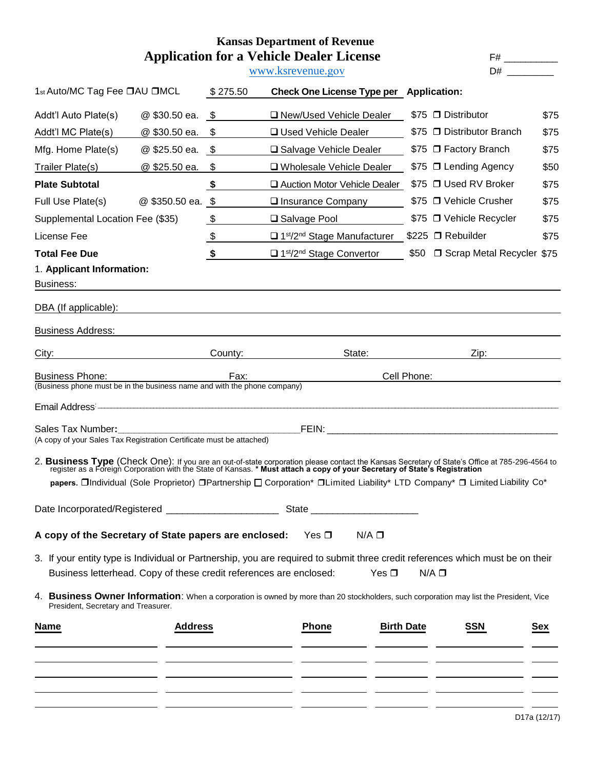# Kansas Department of Revenue

## Application for a Vehicle Dealer License

www.ksrevenue.gov

F# __________

D# _________

| Fee | | Amount | Check One License Type per Application: | | | |
|---|---|---|---|---|---|---|
| 1st Auto/MC Tag Fee ❒AU ❒MCL | | $ 275.50 | | | | |
| Addt'l Auto Plate(s) | @ $30.50 ea. | $ | ❑ New/Used Vehicle Dealer | $75 | ❒ Distributor | $75 |
| Addt'l MC Plate(s) | @ $30.50 ea. | $ | ❑ Used Vehicle Dealer | $75 | ❒ Distributor Branch | $75 |
| Mfg. Home Plate(s) | @ $25.50 ea. | $ | ❑ Salvage Vehicle Dealer | $75 | ❒ Factory Branch | $75 |
| Trailer Plate(s) | @ $25.50 ea. | $ | ❑ Wholesale Vehicle Dealer | $75 | ❒ Lending Agency | $50 |
| **Plate Subtotal** | | **$** | ❑ Auction Motor Vehicle Dealer | $75 | ❒ Used RV Broker | $75 |
| Full Use Plate(s) | @ $350.50 ea. | $ | ❑ Insurance Company | $75 | ❒ Vehicle Crusher | $75 |
| Supplemental Location Fee ($35) | | $ | ❑ Salvage Pool | $75 | ❒ Vehicle Recycler | $75 |
| License Fee | | $ | ❑ 1st/2nd Stage Manufacturer | $225 | ❒ Rebuilder | $75 |
| **Total Fee Due** | | **$** | ❑ 1st/2nd Stage Convertor | $50 | ❒ Scrap Metal Recycler | $75 |

1. **Applicant Information:**

Business: ______________________________

DBA (If applicable): ______________________________

Business Address: ______________________________

City: __________ County: __________ State: __________ Zip: __________

Business Phone: __________ Fax: __________ Cell Phone: __________
(Business phone must be in the business name and with the phone company)

Email Address: ______________________________

Sales Tax Number: ______________________________ FEIN: ______________________________
(A copy of your Sales Tax Registration Certificate must be attached)

2. **Business Type** (Check One): If you are an out-of-state corporation please contact the Kansas Secretary of State's Office at 785-296-4564 to register as a Foreign Corporation with the State of Kansas. **\* Must attach a copy of your Secretary of State's Registration papers.** ❒Individual (Sole Proprietor) ❒Partnership ☐ Corporation\* ❒Limited Liability\* LTD Company\* ❒ Limited Liability Co\*

Date Incorporated/Registered ____________________ State ____________________

**A copy of the Secretary of State papers are enclosed:** Yes ❒ N/A ❒

3. If your entity type is Individual or Partnership, you are required to submit three credit references which must be on their Business letterhead. Copy of these credit references are enclosed: Yes ❒ N/A ❒

4. **Business Owner Information**: When a corporation is owned by more than 20 stockholders, such corporation may list the President, Vice President, Secretary and Treasurer.

| Name | Address | Phone | Birth Date | SSN | Sex |
|---|---|---|---|---|---|
| | | | | | |
| | | | | | |
| | | | | | |
| | | | | | |
| | | | | | |

D17a (12/17)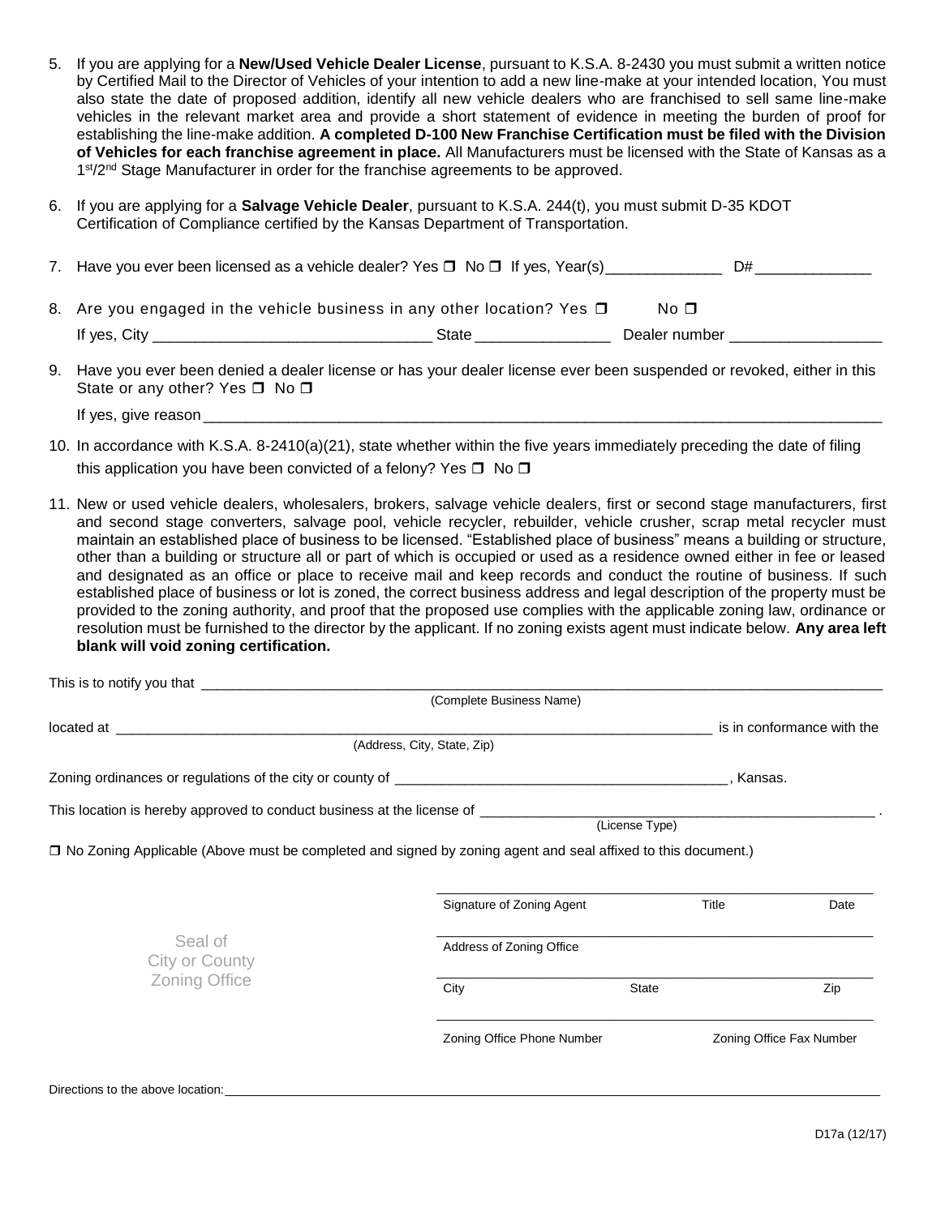5. If you are applying for a **New/Used Vehicle Dealer License**, pursuant to K.S.A. 8-2430 you must submit a written notice by Certified Mail to the Director of Vehicles of your intention to add a new line-make at your intended location, You must also state the date of proposed addition, identify all new vehicle dealers who are franchised to sell same line-make vehicles in the relevant market area and provide a short statement of evidence in meeting the burden of proof for establishing the line-make addition. **A completed D-100 New Franchise Certification must be filed with the Division of Vehicles for each franchise agreement in place.** All Manufacturers must be licensed with the State of Kansas as a 1st/2nd Stage Manufacturer in order for the franchise agreements to be approved.

6. If you are applying for a **Salvage Vehicle Dealer**, pursuant to K.S.A. 244(t), you must submit D-35 KDOT Certification of Compliance certified by the Kansas Department of Transportation.

7. Have you ever been licensed as a vehicle dealer? Yes ☐ No ☐ If yes, Year(s)______________ D#______________

8. Are you engaged in the vehicle business in any other location? Yes ☐ No ☐

   If yes, City ________________________________ State ________________ Dealer number __________________

9. Have you ever been denied a dealer license or has your dealer license ever been suspended or revoked, either in this State or any other? Yes ☐ No ☐

   If yes, give reason ____________________________________________________________________________________

10. In accordance with K.S.A. 8-2410(a)(21), state whether within the five years immediately preceding the date of filing this application you have been convicted of a felony? Yes ☐ No ☐

11. New or used vehicle dealers, wholesalers, brokers, salvage vehicle dealers, first or second stage manufacturers, first and second stage converters, salvage pool, vehicle recycler, rebuilder, vehicle crusher, scrap metal recycler must maintain an established place of business to be licensed. "Established place of business" means a building or structure, other than a building or structure all or part of which is occupied or used as a residence owned either in fee or leased and designated as an office or place to receive mail and keep records and conduct the routine of business. If such established place of business or lot is zoned, the correct business address and legal description of the property must be provided to the zoning authority, and proof that the proposed use complies with the applicable zoning law, ordinance or resolution must be furnished to the director by the applicant. If no zoning exists agent must indicate below. **Any area left blank will void zoning certification.**

This is to notify you that ____________________________________________________________________________
(Complete Business Name)

located at ____________________________________________________________________ is in conformance with the
(Address, City, State, Zip)

Zoning ordinances or regulations of the city or county of ___________________________________________, Kansas.

This location is hereby approved to conduct business at the license of ______________________________________.
(License Type)

☐ No Zoning Applicable (Above must be completed and signed by zoning agent and seal affixed to this document.)

Seal of City or County Zoning Office

| | | |
|---|---|---|
| Signature of Zoning Agent | Title | Date |
| Address of Zoning Office | | |
| City | State | Zip |
| Zoning Office Phone Number | | Zoning Office Fax Number |

Directions to the above location: ________________________________________________________________________

D17a (12/17)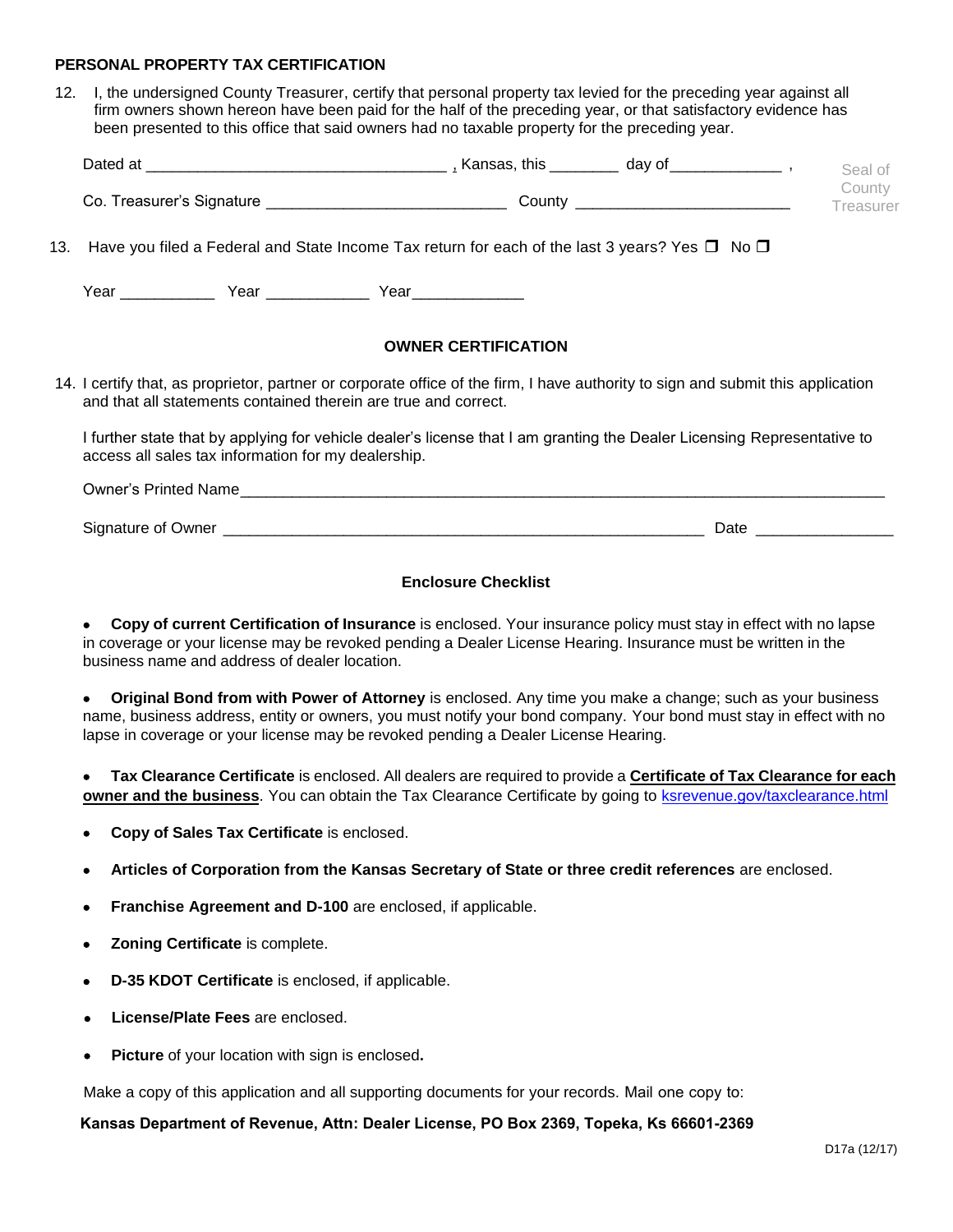**PERSONAL PROPERTY TAX CERTIFICATION**

12. I, the undersigned County Treasurer, certify that personal property tax levied for the preceding year against all firm owners shown hereon have been paid for the half of the preceding year, or that satisfactory evidence has been presented to this office that said owners had no taxable property for the preceding year.

Dated at ________________________________, Kansas, this ________ day of_____________ ,

Co. Treasurer's Signature ___________________________ County ________________________

Seal of County Treasurer

13. Have you filed a Federal and State Income Tax return for each of the last 3 years? Yes ❐ No ❐

Year ___________ Year ____________ Year_____________

**OWNER CERTIFICATION**

14. I certify that, as proprietor, partner or corporate office of the firm, I have authority to sign and submit this application and that all statements contained therein are true and correct.

I further state that by applying for vehicle dealer's license that I am granting the Dealer Licensing Representative to access all sales tax information for my dealership.

Owner's Printed Name_____________________________________________________________________

Signature of Owner _______________________________________________________ Date _______________

**Enclosure Checklist**

- **Copy of current Certification of Insurance** is enclosed. Your insurance policy must stay in effect with no lapse in coverage or your license may be revoked pending a Dealer License Hearing. Insurance must be written in the business name and address of dealer location.
- **Original Bond from with Power of Attorney** is enclosed. Any time you make a change; such as your business name, business address, entity or owners, you must notify your bond company. Your bond must stay in effect with no lapse in coverage or your license may be revoked pending a Dealer License Hearing.
- **Tax Clearance Certificate** is enclosed. All dealers are required to provide a **Certificate of Tax Clearance for each owner and the business**. You can obtain the Tax Clearance Certificate by going to ksrevenue.gov/taxclearance.html
- **Copy of Sales Tax Certificate** is enclosed.
- **Articles of Corporation from the Kansas Secretary of State or three credit references** are enclosed.
- **Franchise Agreement and D-100** are enclosed, if applicable.
- **Zoning Certificate** is complete.
- **D-35 KDOT Certificate** is enclosed, if applicable.
- **License/Plate Fees** are enclosed.
- **Picture** of your location with sign is enclosed**.**

Make a copy of this application and all supporting documents for your records. Mail one copy to:

**Kansas Department of Revenue, Attn: Dealer License, PO Box 2369, Topeka, Ks 66601-2369**

D17a (12/17)